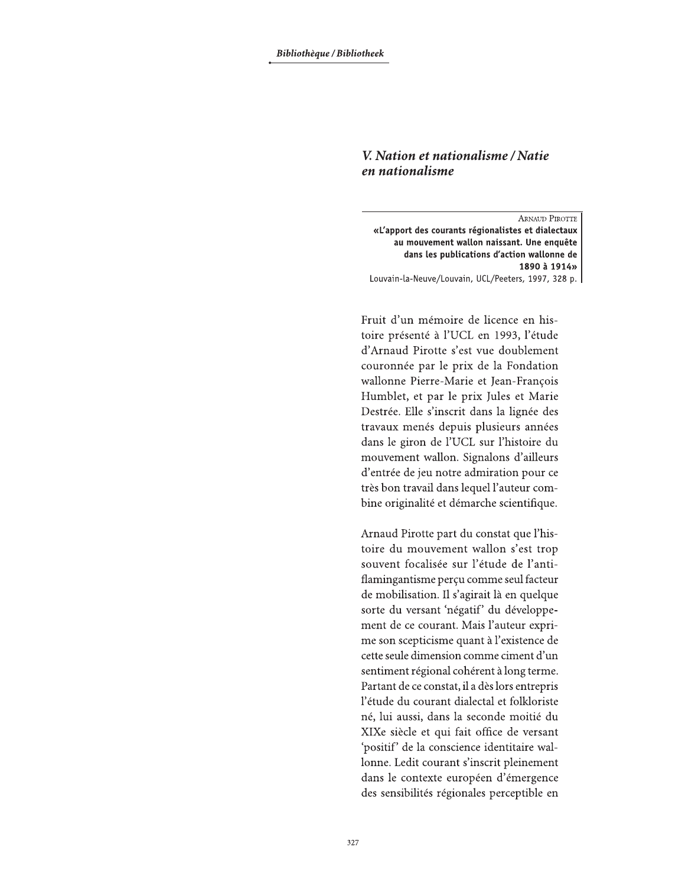## V. Nation et nationalisme / Natie en nationalisme

Arnaud Pirotte
**«L'apport des courants régionalistes et dialectaux au mouvement wallon naissant. Une enquête dans les publications d'action wallonne de 1890 à 1914»**
Louvain-la-Neuve/Louvain, UCL/Peeters, 1997, 328 p.

Fruit d'un mémoire de licence en histoire présenté à l'UCL en 1993, l'étude d'Arnaud Pirotte s'est vue doublement couronnée par le prix de la Fondation wallonne Pierre-Marie et Jean-François Humblet, et par le prix Jules et Marie Destrée. Elle s'inscrit dans la lignée des travaux menés depuis plusieurs années dans le giron de l'UCL sur l'histoire du mouvement wallon. Signalons d'ailleurs d'entrée de jeu notre admiration pour ce très bon travail dans lequel l'auteur combine originalité et démarche scientifique.

Arnaud Pirotte part du constat que l'histoire du mouvement wallon s'est trop souvent focalisée sur l'étude de l'anti-flamingantisme perçu comme seul facteur de mobilisation. Il s'agirait là en quelque sorte du versant 'négatif' du développement de ce courant. Mais l'auteur exprime son scepticisme quant à l'existence de cette seule dimension comme ciment d'un sentiment régional cohérent à long terme. Partant de ce constat, il a dès lors entrepris l'étude du courant dialectal et folkloriste né, lui aussi, dans la seconde moitié du XIXe siècle et qui fait office de versant 'positif' de la conscience identitaire wallonne. Ledit courant s'inscrit pleinement dans le contexte européen d'émergence des sensibilités régionales perceptible en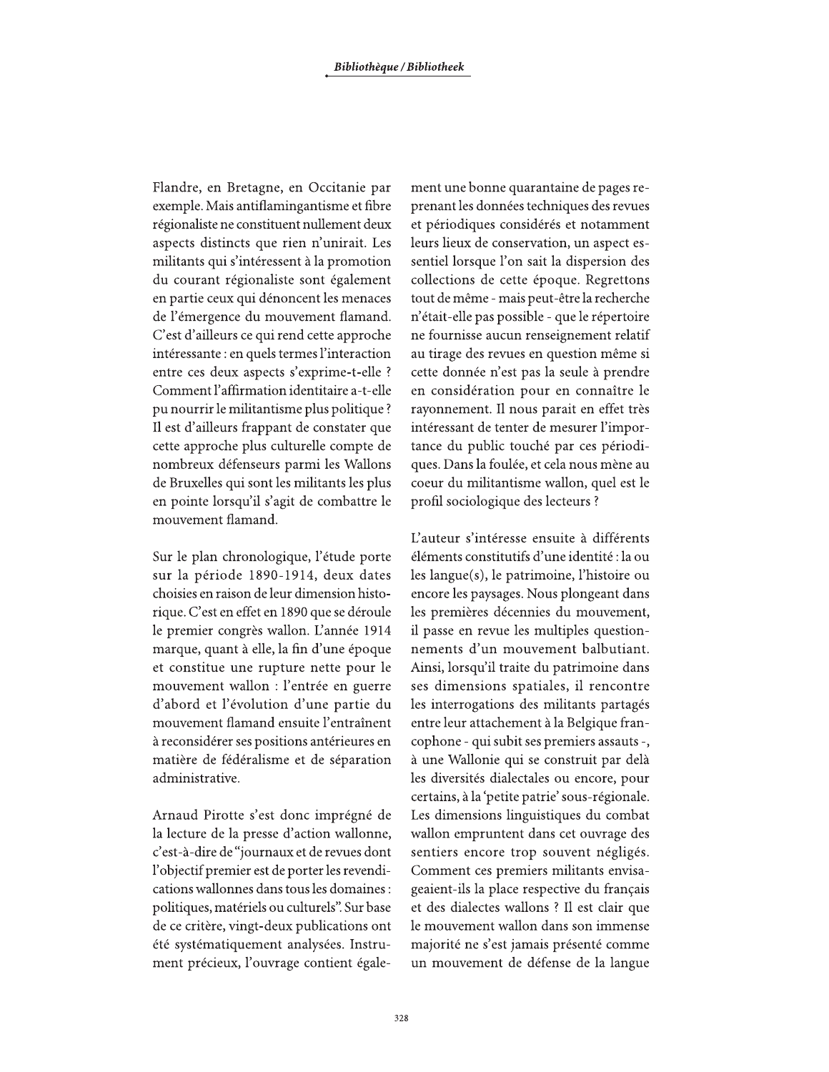Flandre, en Bretagne, en Occitanie par exemple. Mais antiflamingantisme et fibre régionaliste ne constituent nullement deux aspects distincts que rien n'unirait. Les militants qui s'intéressent à la promotion du courant régionaliste sont également en partie ceux qui dénoncent les menaces de l'émergence du mouvement flamand. C'est d'ailleurs ce qui rend cette approche intéressante : en quels termes l'interaction entre ces deux aspects s'exprime-t-elle ? Comment l'affirmation identitaire a-t-elle pu nourrir le militantisme plus politique ? Il est d'ailleurs frappant de constater que cette approche plus culturelle compte de nombreux défenseurs parmi les Wallons de Bruxelles qui sont les militants les plus en pointe lorsqu'il s'agit de combattre le mouvement flamand.

Sur le plan chronologique, l'étude porte sur la période 1890-1914, deux dates choisies en raison de leur dimension historique. C'est en effet en 1890 que se déroule le premier congrès wallon. L'année 1914 marque, quant à elle, la fin d'une époque et constitue une rupture nette pour le mouvement wallon : l'entrée en guerre d'abord et l'évolution d'une partie du mouvement flamand ensuite l'entraînent à reconsidérer ses positions antérieures en matière de fédéralisme et de séparation administrative.

Arnaud Pirotte s'est donc imprégné de la lecture de la presse d'action wallonne, c'est-à-dire de "journaux et de revues dont l'objectif premier est de porter les revendications wallonnes dans tous les domaines : politiques, matériels ou culturels". Sur base de ce critère, vingt-deux publications ont été systématiquement analysées. Instrument précieux, l'ouvrage contient également une bonne quarantaine de pages reprenant les données techniques des revues et périodiques considérés et notamment leurs lieux de conservation, un aspect essentiel lorsque l'on sait la dispersion des collections de cette époque. Regrettons tout de même - mais peut-être la recherche n'était-elle pas possible - que le répertoire ne fournisse aucun renseignement relatif au tirage des revues en question même si cette donnée n'est pas la seule à prendre en considération pour en connaître le rayonnement. Il nous parait en effet très intéressant de tenter de mesurer l'importance du public touché par ces périodiques. Dans la foulée, et cela nous mène au coeur du militantisme wallon, quel est le profil sociologique des lecteurs ?

L'auteur s'intéresse ensuite à différents éléments constitutifs d'une identité : la ou les langue(s), le patrimoine, l'histoire ou encore les paysages. Nous plongeant dans les premières décennies du mouvement, il passe en revue les multiples questionnements d'un mouvement balbutiant. Ainsi, lorsqu'il traite du patrimoine dans ses dimensions spatiales, il rencontre les interrogations des militants partagés entre leur attachement à la Belgique francophone - qui subit ses premiers assauts -, à une Wallonie qui se construit par delà les diversités dialectales ou encore, pour certains, à la 'petite patrie' sous-régionale. Les dimensions linguistiques du combat wallon empruntent dans cet ouvrage des sentiers encore trop souvent négligés. Comment ces premiers militants envisageaient-ils la place respective du français et des dialectes wallons ? Il est clair que le mouvement wallon dans son immense majorité ne s'est jamais présenté comme un mouvement de défense de la langue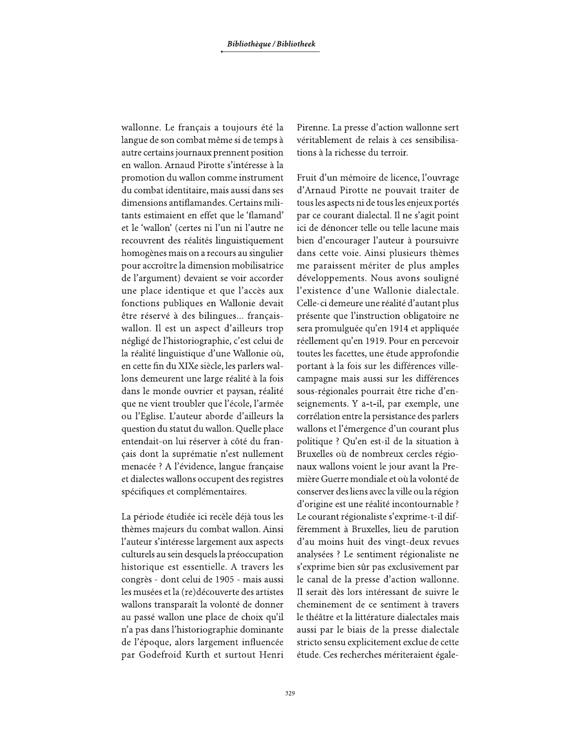wallonne. Le français a toujours été la langue de son combat même si de temps à autre certains journaux prennent position en wallon. Arnaud Pirotte s'intéresse à la promotion du wallon comme instrument du combat identitaire, mais aussi dans ses dimensions antiflamandes. Certains militants estimaient en effet que le 'flamand' et le 'wallon' (certes ni l'un ni l'autre ne recouvrent des réalités linguistiquement homogènes mais on a recours au singulier pour accroître la dimension mobilisatrice de l'argument) devaient se voir accorder une place identique et que l'accès aux fonctions publiques en Wallonie devait être réservé à des bilingues... français-wallon. Il est un aspect d'ailleurs trop négligé de l'historiographie, c'est celui de la réalité linguistique d'une Wallonie où, en cette fin du XIXe siècle, les parlers wallons demeurent une large réalité à la fois dans le monde ouvrier et paysan, réalité que ne vient troubler que l'école, l'armée ou l'Eglise. L'auteur aborde d'ailleurs la question du statut du wallon. Quelle place entendait-on lui réserver à côté du français dont la suprématie n'est nullement menacée ? A l'évidence, langue française et dialectes wallons occupent des registres spécifiques et complémentaires.

La période étudiée ici recèle déjà tous les thèmes majeurs du combat wallon. Ainsi l'auteur s'intéresse largement aux aspects culturels au sein desquels la préoccupation historique est essentielle. A travers les congrès - dont celui de 1905 - mais aussi les musées et la (re)découverte des artistes wallons transparaît la volonté de donner au passé wallon une place de choix qu'il n'a pas dans l'historiographie dominante de l'époque, alors largement influencée par Godefroid Kurth et surtout Henri Pirenne. La presse d'action wallonne sert véritablement de relais à ces sensibilisations à la richesse du terroir.

Fruit d'un mémoire de licence, l'ouvrage d'Arnaud Pirotte ne pouvait traiter de tous les aspects ni de tous les enjeux portés par ce courant dialectal. Il ne s'agit point ici de dénoncer telle ou telle lacune mais bien d'encourager l'auteur à poursuivre dans cette voie. Ainsi plusieurs thèmes me paraissent mériter de plus amples développements. Nous avons souligné l'existence d'une Wallonie dialectale. Celle-ci demeure une réalité d'autant plus présente que l'instruction obligatoire ne sera promulguée qu'en 1914 et appliquée réellement qu'en 1919. Pour en percevoir toutes les facettes, une étude approfondie portant à la fois sur les différences ville-campagne mais aussi sur les différences sous-régionales pourrait être riche d'enseignements. Y a-t-il, par exemple, une corrélation entre la persistance des parlers wallons et l'émergence d'un courant plus politique ? Qu'en est-il de la situation à Bruxelles où de nombreux cercles régionaux wallons voient le jour avant la Première Guerre mondiale et où la volonté de conserver des liens avec la ville ou la région d'origine est une réalité incontournable ? Le courant régionaliste s'exprime-t-il différemment à Bruxelles, lieu de parution d'au moins huit des vingt-deux revues analysées ? Le sentiment régionaliste ne s'exprime bien sûr pas exclusivement par le canal de la presse d'action wallonne. Il serait dès lors intéressant de suivre le cheminement de ce sentiment à travers le théâtre et la littérature dialectales mais aussi par le biais de la presse dialectale stricto sensu explicitement exclue de cette étude. Ces recherches mériteraient égale-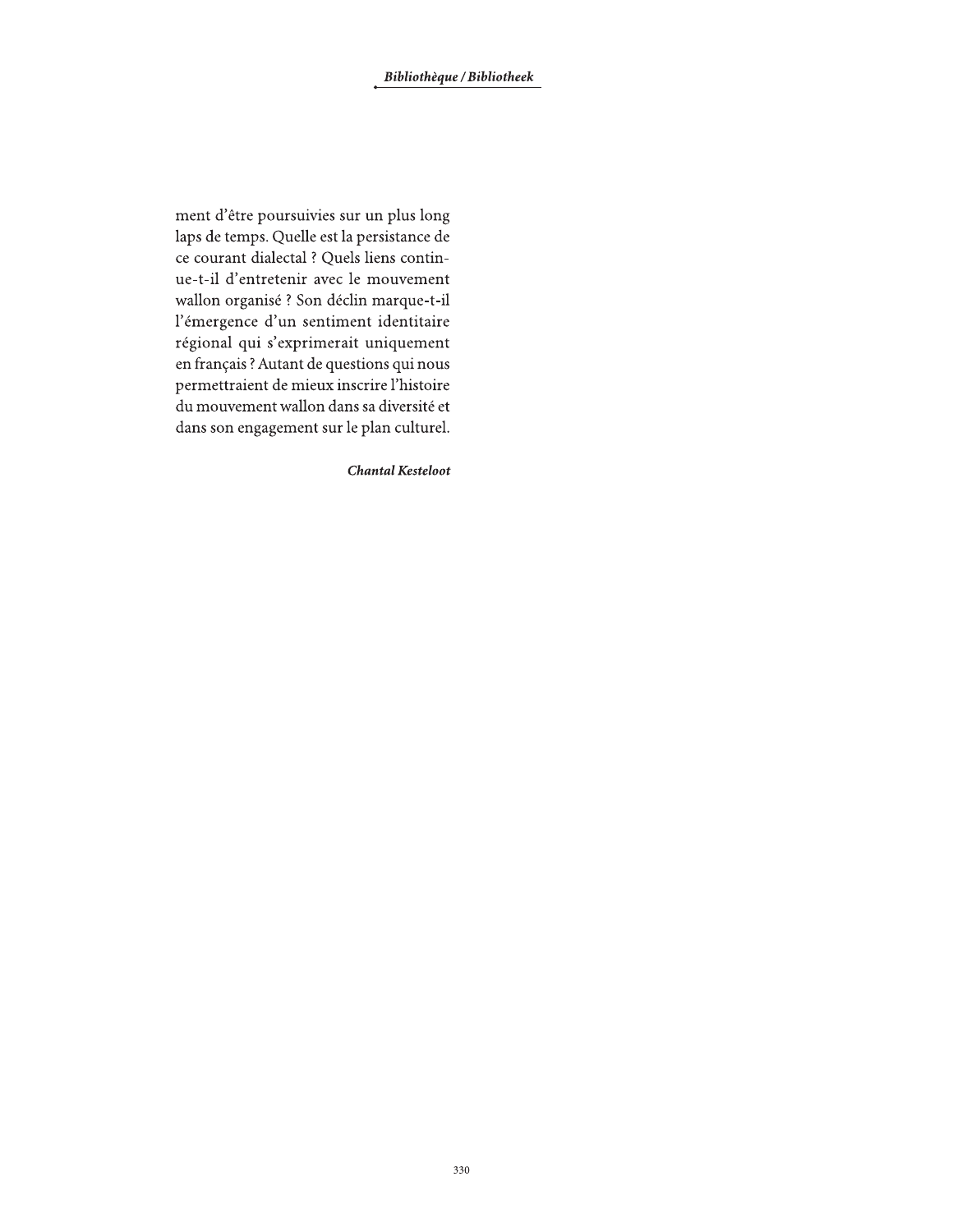ment d'être poursuivies sur un plus long laps de temps. Quelle est la persistance de ce courant dialectal ? Quels liens continue-t-il d'entretenir avec le mouvement wallon organisé ? Son déclin marque-t-il l'émergence d'un sentiment identitaire régional qui s'exprimerait uniquement en français ? Autant de questions qui nous permettraient de mieux inscrire l'histoire du mouvement wallon dans sa diversité et dans son engagement sur le plan culturel.

***Chantal Kesteloot***